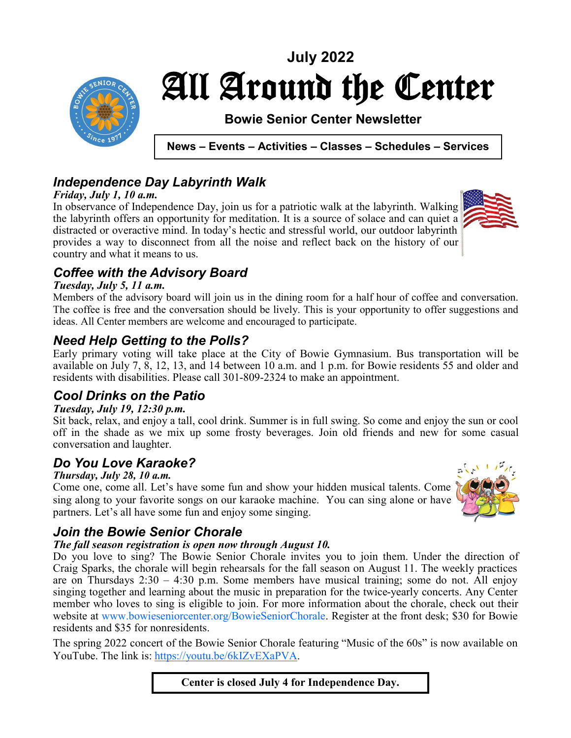July 2022

# All Around the Center

**Bowie Senior Center Newsletter**

**News – Events – Activities – Classes – Schedules – Services**

## *Independence Day Labyrinth Walk*

***Friday, July 1, 10 a.m.***

In observance of Independence Day, join us for a patriotic walk at the labyrinth. Walking the labyrinth offers an opportunity for meditation. It is a source of solace and can quiet a distracted or overactive mind. In today's hectic and stressful world, our outdoor labyrinth provides a way to disconnect from all the noise and reflect back on the history of our country and what it means to us.

## *Coffee with the Advisory Board*

***Tuesday, July 5, 11 a.m.***

Members of the advisory board will join us in the dining room for a half hour of coffee and conversation. The coffee is free and the conversation should be lively. This is your opportunity to offer suggestions and ideas. All Center members are welcome and encouraged to participate.

## *Need Help Getting to the Polls?*

Early primary voting will take place at the City of Bowie Gymnasium. Bus transportation will be available on July 7, 8, 12, 13, and 14 between 10 a.m. and 1 p.m. for Bowie residents 55 and older and residents with disabilities. Please call 301-809-2324 to make an appointment.

## *Cool Drinks on the Patio*

***Tuesday, July 19, 12:30 p.m.***

Sit back, relax, and enjoy a tall, cool drink. Summer is in full swing. So come and enjoy the sun or cool off in the shade as we mix up some frosty beverages. Join old friends and new for some casual conversation and laughter.

## *Do You Love Karaoke?*

***Thursday, July 28, 10 a.m.***

Come one, come all. Let's have some fun and show your hidden musical talents. Come sing along to your favorite songs on our karaoke machine. You can sing alone or have partners. Let's all have some fun and enjoy some singing.

## *Join the Bowie Senior Chorale*

***The fall season registration is open now through August 10.***

Do you love to sing? The Bowie Senior Chorale invites you to join them. Under the direction of Craig Sparks, the chorale will begin rehearsals for the fall season on August 11. The weekly practices are on Thursdays 2:30 – 4:30 p.m. Some members have musical training; some do not. All enjoy singing together and learning about the music in preparation for the twice-yearly concerts. Any Center member who loves to sing is eligible to join. For more information about the chorale, check out their website at www.bowieseniorcenter.org/BowieSeniorChorale. Register at the front desk; $30 for Bowie residents and $35 for nonresidents.

The spring 2022 concert of the Bowie Senior Chorale featuring "Music of the 60s" is now available on YouTube. The link is: https://youtu.be/6kIZvEXaPVA.

**Center is closed July 4 for Independence Day.**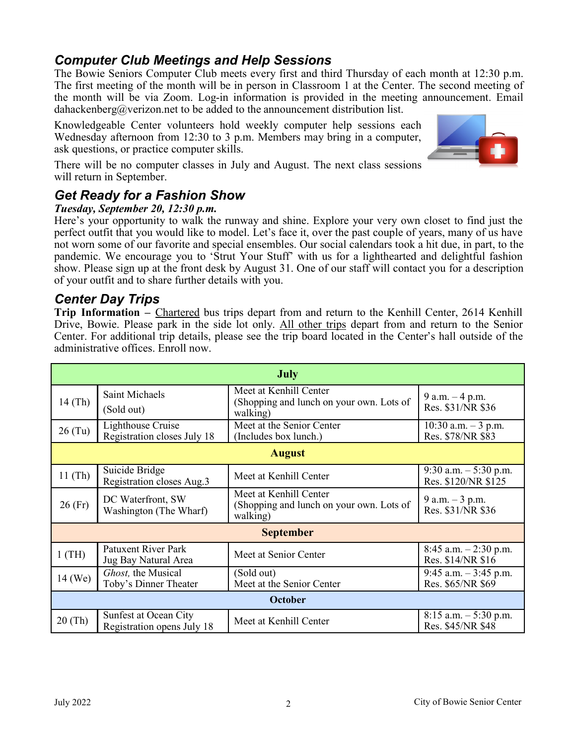## Computer Club Meetings and Help Sessions

The Bowie Seniors Computer Club meets every first and third Thursday of each month at 12:30 p.m. The first meeting of the month will be in person in Classroom 1 at the Center. The second meeting of the month will be via Zoom. Log-in information is provided in the meeting announcement. Email dahackenberg@verizon.net to be added to the announcement distribution list.

Knowledgeable Center volunteers hold weekly computer help sessions each Wednesday afternoon from 12:30 to 3 p.m. Members may bring in a computer, ask questions, or practice computer skills.

There will be no computer classes in July and August. The next class sessions will return in September.

## Get Ready for a Fashion Show

***Tuesday, September 20, 12:30 p.m.***

Here's your opportunity to walk the runway and shine. Explore your very own closet to find just the perfect outfit that you would like to model. Let's face it, over the past couple of years, many of us have not worn some of our favorite and special ensembles. Our social calendars took a hit due, in part, to the pandemic. We encourage you to 'Strut Your Stuff' with us for a lighthearted and delightful fashion show. Please sign up at the front desk by August 31. One of our staff will contact you for a description of your outfit and to share further details with you.

## Center Day Trips

**Trip Information –** Chartered bus trips depart from and return to the Kenhill Center, 2614 Kenhill Drive, Bowie. Please park in the side lot only. All other trips depart from and return to the Senior Center. For additional trip details, please see the trip board located in the Center's hall outside of the administrative offices. Enroll now.

| | | | |
|---|---|---|---|
| **July** | | | |
| 14 (Th) | Saint Michaels (Sold out) | Meet at Kenhill Center (Shopping and lunch on your own. Lots of walking) | 9 a.m. – 4 p.m. Res. $31/NR $36 |
| 26 (Tu) | Lighthouse Cruise Registration closes July 18 | Meet at the Senior Center (Includes box lunch.) | 10:30 a.m. – 3 p.m. Res. $78/NR $83 |
| **August** | | | |
| 11 (Th) | Suicide Bridge Registration closes Aug.3 | Meet at Kenhill Center | 9:30 a.m. – 5:30 p.m. Res. $120/NR $125 |
| 26 (Fr) | DC Waterfront, SW Washington (The Wharf) | Meet at Kenhill Center (Shopping and lunch on your own. Lots of walking) | 9 a.m. – 3 p.m. Res. $31/NR $36 |
| **September** | | | |
| 1 (TH) | Patuxent River Park Jug Bay Natural Area | Meet at Senior Center | 8:45 a.m. – 2:30 p.m. Res. $14/NR $16 |
| 14 (We) | *Ghost,* the Musical Toby's Dinner Theater | (Sold out) Meet at the Senior Center | 9:45 a.m. – 3:45 p.m. Res. $65/NR $69 |
| **October** | | | |
| 20 (Th) | Sunfest at Ocean City Registration opens July 18 | Meet at Kenhill Center | 8:15 a.m. – 5:30 p.m. Res. $45/NR $48 |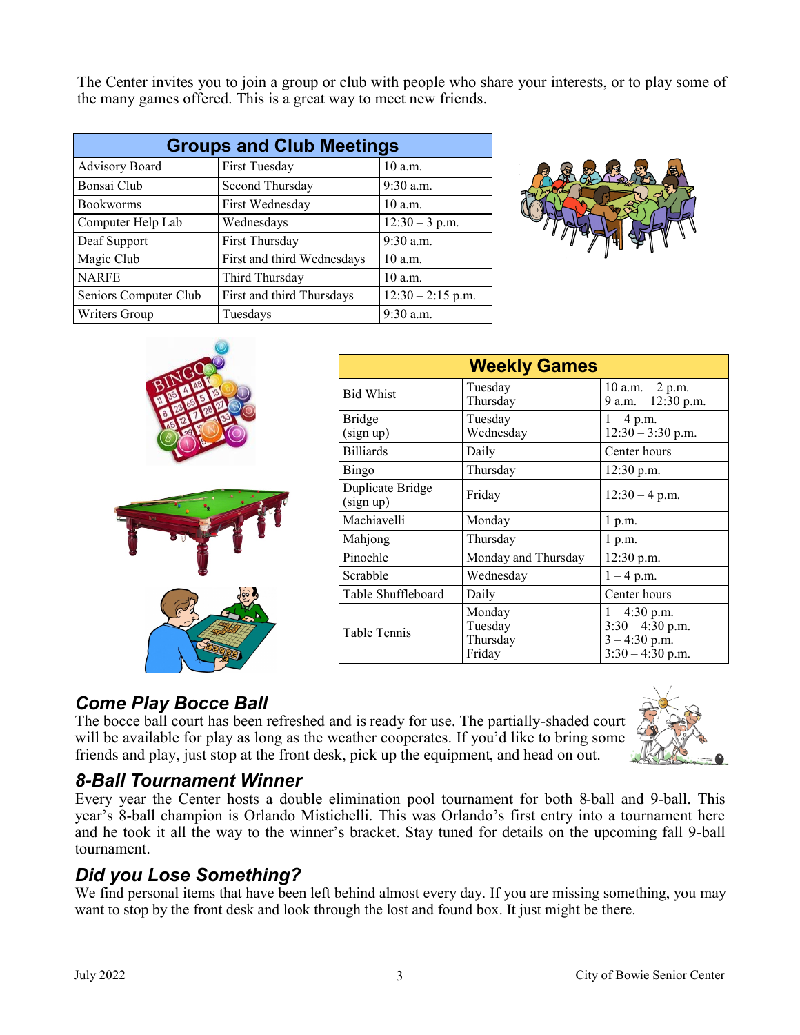The Center invites you to join a group or club with people who share your interests, or to play some of the many games offered. This is a great way to meet new friends.

| Groups and Club Meetings | | |
|---|---|---|
| Advisory Board | First Tuesday | 10 a.m. |
| Bonsai Club | Second Thursday | 9:30 a.m. |
| Bookworms | First Wednesday | 10 a.m. |
| Computer Help Lab | Wednesdays | 12:30 – 3 p.m. |
| Deaf Support | First Thursday | 9:30 a.m. |
| Magic Club | First and third Wednesdays | 10 a.m. |
| NARFE | Third Thursday | 10 a.m. |
| Seniors Computer Club | First and third Thursdays | 12:30 – 2:15 p.m. |
| Writers Group | Tuesdays | 9:30 a.m. |

| Weekly Games | | |
|---|---|---|
| Bid Whist | Tuesday<br>Thursday | 10 a.m. – 2 p.m.<br>9 a.m. – 12:30 p.m. |
| Bridge (sign up) | Tuesday<br>Wednesday | 1 – 4 p.m.<br>12:30 – 3:30 p.m. |
| Billiards | Daily | Center hours |
| Bingo | Thursday | 12:30 p.m. |
| Duplicate Bridge (sign up) | Friday | 12:30 – 4 p.m. |
| Machiavelli | Monday | 1 p.m. |
| Mahjong | Thursday | 1 p.m. |
| Pinochle | Monday and Thursday | 12:30 p.m. |
| Scrabble | Wednesday | 1 – 4 p.m. |
| Table Shuffleboard | Daily | Center hours |
| Table Tennis | Monday<br>Tuesday<br>Thursday<br>Friday | 1 – 4:30 p.m.<br>3:30 – 4:30 p.m.<br>3 – 4:30 p.m.<br>3:30 – 4:30 p.m. |

## *Come Play Bocce Ball*

The bocce ball court has been refreshed and is ready for use. The partially-shaded court will be available for play as long as the weather cooperates. If you'd like to bring some friends and play, just stop at the front desk, pick up the equipment, and head on out.

## *8-Ball Tournament Winner*

Every year the Center hosts a double elimination pool tournament for both 8-ball and 9-ball. This year's 8-ball champion is Orlando Mistichelli. This was Orlando's first entry into a tournament here and he took it all the way to the winner's bracket. Stay tuned for details on the upcoming fall 9-ball tournament.

## *Did you Lose Something?*

We find personal items that have been left behind almost every day. If you are missing something, you may want to stop by the front desk and look through the lost and found box. It just might be there.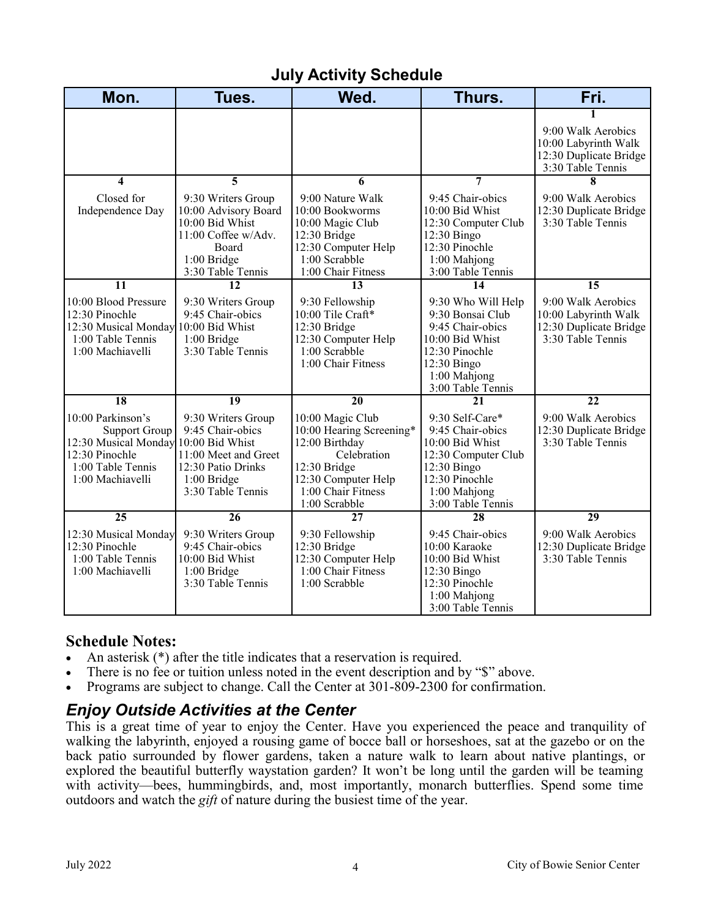## July Activity Schedule

| Mon. | Tues. | Wed. | Thurs. | Fri. |
|---|---|---|---|---|
| | | | | **1**<br>9:00 Walk Aerobics<br>10:00 Labyrinth Walk<br>12:30 Duplicate Bridge<br>3:30 Table Tennis |
| **4**<br>Closed for Independence Day | **5**<br>9:30 Writers Group<br>10:00 Advisory Board<br>10:00 Bid Whist<br>11:00 Coffee w/Adv. Board<br>1:00 Bridge<br>3:30 Table Tennis | **6**<br>9:00 Nature Walk<br>10:00 Bookworms<br>10:00 Magic Club<br>12:30 Bridge<br>12:30 Computer Help<br>1:00 Scrabble<br>1:00 Chair Fitness | **7**<br>9:45 Chair-obics<br>10:00 Bid Whist<br>12:30 Computer Club<br>12:30 Bingo<br>12:30 Pinochle<br>1:00 Mahjong<br>3:00 Table Tennis | **8**<br>9:00 Walk Aerobics<br>12:30 Duplicate Bridge<br>3:30 Table Tennis |
| **11**<br>10:00 Blood Pressure<br>12:30 Pinochle<br>12:30 Musical Monday<br>1:00 Table Tennis<br>1:00 Machiavelli | **12**<br>9:30 Writers Group<br>9:45 Chair-obics<br>10:00 Bid Whist<br>1:00 Bridge<br>3:30 Table Tennis | **13**<br>9:30 Fellowship<br>10:00 Tile Craft*<br>12:30 Bridge<br>12:30 Computer Help<br>1:00 Scrabble<br>1:00 Chair Fitness | **14**<br>9:30 Who Will Help<br>9:30 Bonsai Club<br>9:45 Chair-obics<br>10:00 Bid Whist<br>12:30 Pinochle<br>12:30 Bingo<br>1:00 Mahjong<br>3:00 Table Tennis | **15**<br>9:00 Walk Aerobics<br>10:00 Labyrinth Walk<br>12:30 Duplicate Bridge<br>3:30 Table Tennis |
| **18**<br>10:00 Parkinson's Support Group<br>12:30 Musical Monday<br>12:30 Pinochle<br>1:00 Table Tennis<br>1:00 Machiavelli | **19**<br>9:30 Writers Group<br>9:45 Chair-obics<br>10:00 Bid Whist<br>11:00 Meet and Greet<br>12:30 Patio Drinks<br>1:00 Bridge<br>3:30 Table Tennis | **20**<br>10:00 Magic Club<br>10:00 Hearing Screening*<br>12:00 Birthday Celebration<br>12:30 Bridge<br>12:30 Computer Help<br>1:00 Chair Fitness<br>1:00 Scrabble | **21**<br>9:30 Self-Care*<br>9:45 Chair-obics<br>10:00 Bid Whist<br>12:30 Computer Club<br>12:30 Bingo<br>12:30 Pinochle<br>1:00 Mahjong<br>3:00 Table Tennis | **22**<br>9:00 Walk Aerobics<br>12:30 Duplicate Bridge<br>3:30 Table Tennis |
| **25**<br>12:30 Musical Monday<br>12:30 Pinochle<br>1:00 Table Tennis<br>1:00 Machiavelli | **26**<br>9:30 Writers Group<br>9:45 Chair-obics<br>10:00 Bid Whist<br>1:00 Bridge<br>3:30 Table Tennis | **27**<br>9:30 Fellowship<br>12:30 Bridge<br>12:30 Computer Help<br>1:00 Chair Fitness<br>1:00 Scrabble | **28**<br>9:45 Chair-obics<br>10:00 Karaoke<br>10:00 Bid Whist<br>12:30 Bingo<br>12:30 Pinochle<br>1:00 Mahjong<br>3:00 Table Tennis | **29**<br>9:00 Walk Aerobics<br>12:30 Duplicate Bridge<br>3:30 Table Tennis |

### Schedule Notes:

- An asterisk (*) after the title indicates that a reservation is required.
- There is no fee or tuition unless noted in the event description and by "$" above.
- Programs are subject to change. Call the Center at 301-809-2300 for confirmation.

## *Enjoy Outside Activities at the Center*

This is a great time of year to enjoy the Center. Have you experienced the peace and tranquility of walking the labyrinth, enjoyed a rousing game of bocce ball or horseshoes, sat at the gazebo or on the back patio surrounded by flower gardens, taken a nature walk to learn about native plantings, or explored the beautiful butterfly waystation garden? It won't be long until the garden will be teaming with activity—bees, hummingbirds, and, most importantly, monarch butterflies. Spend some time outdoors and watch the *gift* of nature during the busiest time of the year.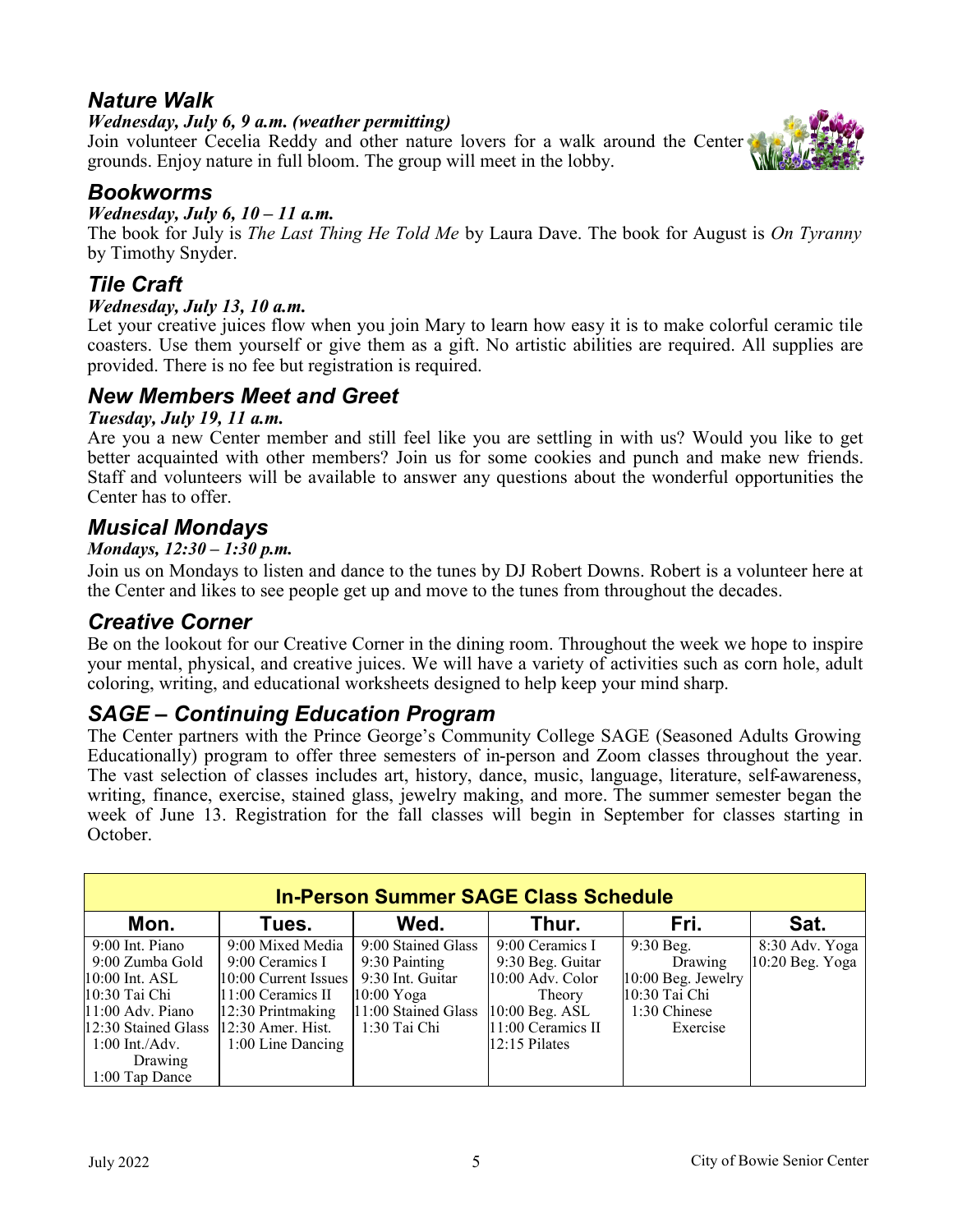## *Nature Walk*

***Wednesday, July 6, 9 a.m. (weather permitting)***

Join volunteer Cecelia Reddy and other nature lovers for a walk around the Center grounds. Enjoy nature in full bloom. The group will meet in the lobby.

## *Bookworms*

***Wednesday, July 6, 10 – 11 a.m.***

The book for July is *The Last Thing He Told Me* by Laura Dave. The book for August is *On Tyranny* by Timothy Snyder.

## *Tile Craft*

***Wednesday, July 13, 10 a.m.***

Let your creative juices flow when you join Mary to learn how easy it is to make colorful ceramic tile coasters. Use them yourself or give them as a gift. No artistic abilities are required. All supplies are provided. There is no fee but registration is required.

## *New Members Meet and Greet*

***Tuesday, July 19, 11 a.m.***

Are you a new Center member and still feel like you are settling in with us? Would you like to get better acquainted with other members? Join us for some cookies and punch and make new friends. Staff and volunteers will be available to answer any questions about the wonderful opportunities the Center has to offer.

## *Musical Mondays*

***Mondays, 12:30 – 1:30 p.m.***

Join us on Mondays to listen and dance to the tunes by DJ Robert Downs. Robert is a volunteer here at the Center and likes to see people get up and move to the tunes from throughout the decades.

## *Creative Corner*

Be on the lookout for our Creative Corner in the dining room. Throughout the week we hope to inspire your mental, physical, and creative juices. We will have a variety of activities such as corn hole, adult coloring, writing, and educational worksheets designed to help keep your mind sharp.

## *SAGE – Continuing Education Program*

The Center partners with the Prince George's Community College SAGE (Seasoned Adults Growing Educationally) program to offer three semesters of in-person and Zoom classes throughout the year. The vast selection of classes includes art, history, dance, music, language, literature, self-awareness, writing, finance, exercise, stained glass, jewelry making, and more. The summer semester began the week of June 13. Registration for the fall classes will begin in September for classes starting in October.

| **In-Person Summer SAGE Class Schedule** | | | | | |
|---|---|---|---|---|---|
| **Mon.** | **Tues.** | **Wed.** | **Thur.** | **Fri.** | **Sat.** |
| 9:00 Int. Piano<br>9:00 Zumba Gold<br>10:00 Int. ASL<br>10:30 Tai Chi<br>11:00 Adv. Piano<br>12:30 Stained Glass<br>1:00 Int./Adv. Drawing<br>1:00 Tap Dance | 9:00 Mixed Media<br>9:00 Ceramics I<br>10:00 Current Issues<br>11:00 Ceramics II<br>12:30 Printmaking<br>12:30 Amer. Hist.<br>1:00 Line Dancing | 9:00 Stained Glass<br>9:30 Painting<br>9:30 Int. Guitar<br>10:00 Yoga<br>11:00 Stained Glass<br>1:30 Tai Chi | 9:00 Ceramics I<br>9:30 Beg. Guitar<br>10:00 Adv. Color Theory<br>10:00 Beg. ASL<br>11:00 Ceramics II<br>12:15 Pilates | 9:30 Beg. Drawing<br>10:00 Beg. Jewelry<br>10:30 Tai Chi<br>1:30 Chinese Exercise | 8:30 Adv. Yoga<br>10:20 Beg. Yoga |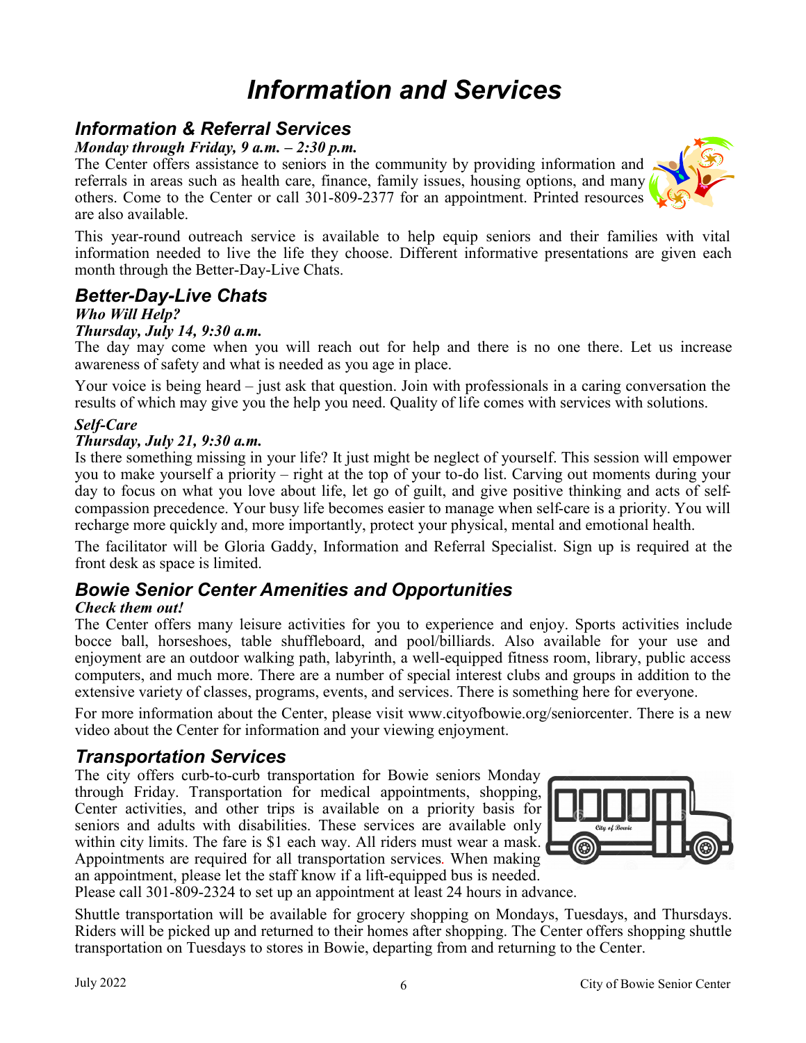# *Information and Services*

## *Information & Referral Services*

***Monday through Friday, 9 a.m. – 2:30 p.m.***

The Center offers assistance to seniors in the community by providing information and referrals in areas such as health care, finance, family issues, housing options, and many others. Come to the Center or call 301-809-2377 for an appointment. Printed resources are also available.

This year-round outreach service is available to help equip seniors and their families with vital information needed to live the life they choose. Different informative presentations are given each month through the Better-Day-Live Chats.

## *Better-Day-Live Chats*

***Who Will Help?***

***Thursday, July 14, 9:30 a.m.***

The day may come when you will reach out for help and there is no one there. Let us increase awareness of safety and what is needed as you age in place.

Your voice is being heard – just ask that question. Join with professionals in a caring conversation the results of which may give you the help you need. Quality of life comes with services with solutions.

***Self-Care***

***Thursday, July 21, 9:30 a.m.***

Is there something missing in your life? It just might be neglect of yourself. This session will empower you to make yourself a priority – right at the top of your to-do list. Carving out moments during your day to focus on what you love about life, let go of guilt, and give positive thinking and acts of self-compassion precedence. Your busy life becomes easier to manage when self-care is a priority. You will recharge more quickly and, more importantly, protect your physical, mental and emotional health.

The facilitator will be Gloria Gaddy, Information and Referral Specialist. Sign up is required at the front desk as space is limited.

## *Bowie Senior Center Amenities and Opportunities*

***Check them out!***

The Center offers many leisure activities for you to experience and enjoy. Sports activities include bocce ball, horseshoes, table shuffleboard, and pool/billiards. Also available for your use and enjoyment are an outdoor walking path, labyrinth, a well-equipped fitness room, library, public access computers, and much more. There are a number of special interest clubs and groups in addition to the extensive variety of classes, programs, events, and services. There is something here for everyone.

For more information about the Center, please visit www.cityofbowie.org/seniorcenter. There is a new video about the Center for information and your viewing enjoyment.

## *Transportation Services*

The city offers curb-to-curb transportation for Bowie seniors Monday through Friday. Transportation for medical appointments, shopping, Center activities, and other trips is available on a priority basis for seniors and adults with disabilities. These services are available only within city limits. The fare is $1 each way. All riders must wear a mask. Appointments are required for all transportation services. When making an appointment, please let the staff know if a lift-equipped bus is needed. Please call 301-809-2324 to set up an appointment at least 24 hours in advance.

Shuttle transportation will be available for grocery shopping on Mondays, Tuesdays, and Thursdays. Riders will be picked up and returned to their homes after shopping. The Center offers shopping shuttle transportation on Tuesdays to stores in Bowie, departing from and returning to the Center.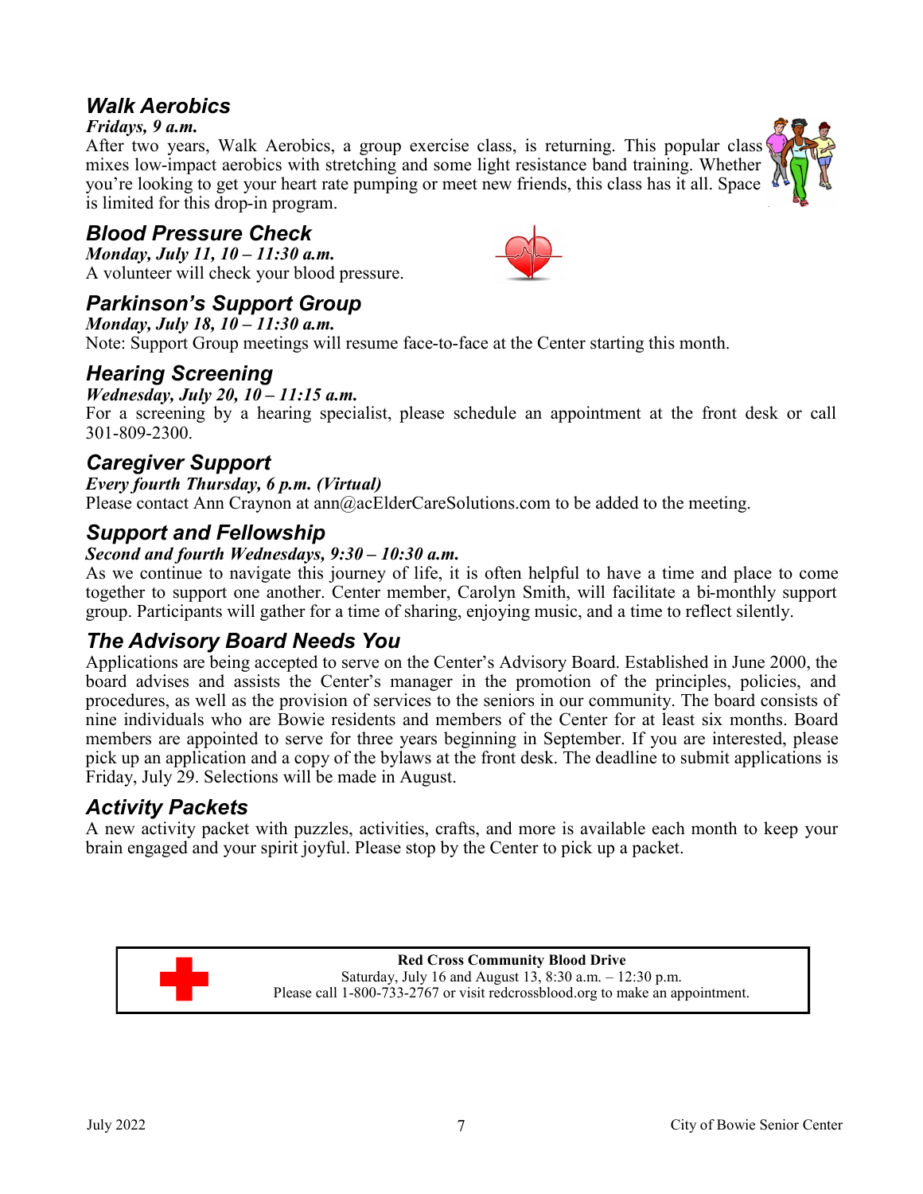## *Walk Aerobics*

***Fridays, 9 a.m.***

After two years, Walk Aerobics, a group exercise class, is returning. This popular class mixes low-impact aerobics with stretching and some light resistance band training. Whether you're looking to get your heart rate pumping or meet new friends, this class has it all. Space is limited for this drop-in program.

## *Blood Pressure Check*

***Monday, July 11, 10 – 11:30 a.m.***

A volunteer will check your blood pressure.

## *Parkinson's Support Group*

***Monday, July 18, 10 – 11:30 a.m.***

Note: Support Group meetings will resume face-to-face at the Center starting this month.

## *Hearing Screening*

***Wednesday, July 20, 10 – 11:15 a.m.***

For a screening by a hearing specialist, please schedule an appointment at the front desk or call 301-809-2300.

## *Caregiver Support*

***Every fourth Thursday, 6 p.m. (Virtual)***

Please contact Ann Craynon at ann@acElderCareSolutions.com to be added to the meeting.

## *Support and Fellowship*

***Second and fourth Wednesdays, 9:30 – 10:30 a.m.***

As we continue to navigate this journey of life, it is often helpful to have a time and place to come together to support one another. Center member, Carolyn Smith, will facilitate a bi-monthly support group. Participants will gather for a time of sharing, enjoying music, and a time to reflect silently.

## *The Advisory Board Needs You*

Applications are being accepted to serve on the Center's Advisory Board. Established in June 2000, the board advises and assists the Center's manager in the promotion of the principles, policies, and procedures, as well as the provision of services to the seniors in our community. The board consists of nine individuals who are Bowie residents and members of the Center for at least six months. Board members are appointed to serve for three years beginning in September. If you are interested, please pick up an application and a copy of the bylaws at the front desk. The deadline to submit applications is Friday, July 29. Selections will be made in August.

## *Activity Packets*

A new activity packet with puzzles, activities, crafts, and more is available each month to keep your brain engaged and your spirit joyful. Please stop by the Center to pick up a packet.

**Red Cross Community Blood Drive**
Saturday, July 16 and August 13, 8:30 a.m. – 12:30 p.m.
Please call 1-800-733-2767 or visit redcrossblood.org to make an appointment.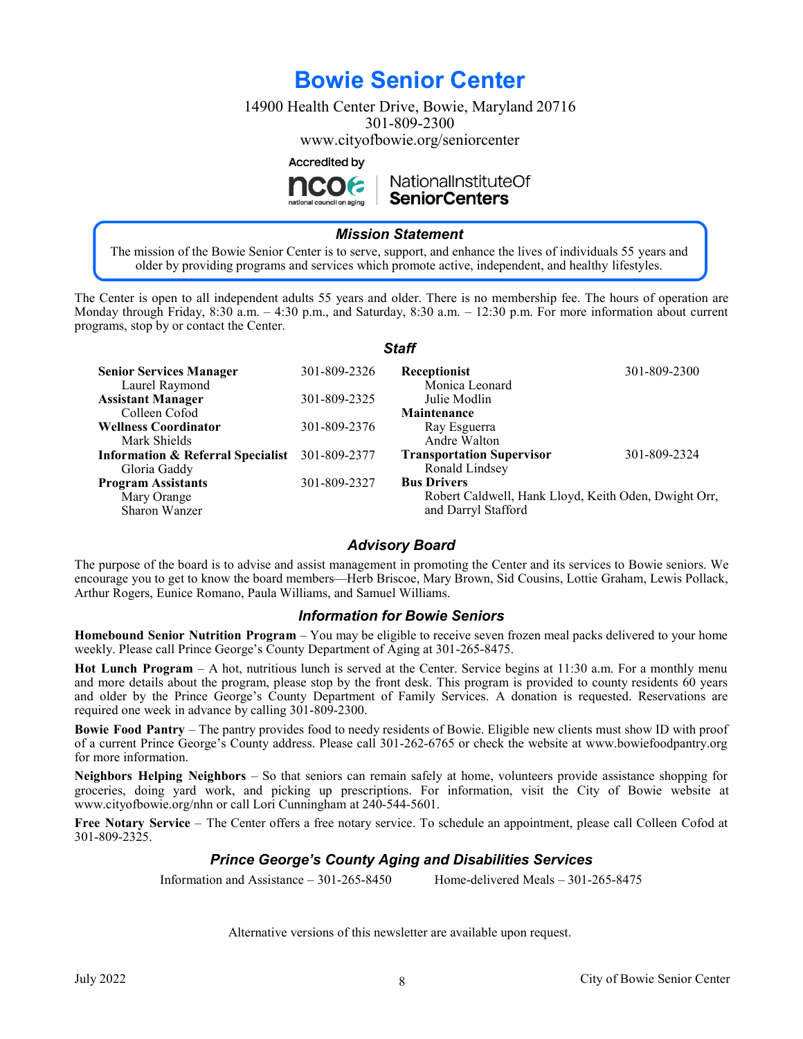# Bowie Senior Center

14900 Health Center Drive, Bowie, Maryland 20716
301-809-2300
www.cityofbowie.org/seniorcenter

Accredited by

ncoa national council on aging | NationalInstituteOf SeniorCenters

### *Mission Statement*

The mission of the Bowie Senior Center is to serve, support, and enhance the lives of individuals 55 years and older by providing programs and services which promote active, independent, and healthy lifestyles.

The Center is open to all independent adults 55 years and older. There is no membership fee. The hours of operation are Monday through Friday, 8:30 a.m. – 4:30 p.m., and Saturday, 8:30 a.m. – 12:30 p.m. For more information about current programs, stop by or contact the Center.

### *Staff*

**Senior Services Manager** — 301-809-2326
Laurel Raymond

**Assistant Manager** — 301-809-2325
Colleen Cofod

**Wellness Coordinator** — 301-809-2376
Mark Shields

**Information & Referral Specialist** — 301-809-2377
Gloria Gaddy

**Program Assistants** — 301-809-2327
Mary Orange
Sharon Wanzer

**Receptionist** — 301-809-2300
Monica Leonard
Julie Modlin

**Maintenance**
Ray Esguerra
Andre Walton

**Transportation Supervisor** — 301-809-2324
Ronald Lindsey

**Bus Drivers**
Robert Caldwell, Hank Lloyd, Keith Oden, Dwight Orr, and Darryl Stafford

### *Advisory Board*

The purpose of the board is to advise and assist management in promoting the Center and its services to Bowie seniors. We encourage you to get to know the board members—Herb Briscoe, Mary Brown, Sid Cousins, Lottie Graham, Lewis Pollack, Arthur Rogers, Eunice Romano, Paula Williams, and Samuel Williams.

### *Information for Bowie Seniors*

**Homebound Senior Nutrition Program** – You may be eligible to receive seven frozen meal packs delivered to your home weekly. Please call Prince George's County Department of Aging at 301-265-8475.

**Hot Lunch Program** – A hot, nutritious lunch is served at the Center. Service begins at 11:30 a.m. For a monthly menu and more details about the program, please stop by the front desk. This program is provided to county residents 60 years and older by the Prince George's County Department of Family Services. A donation is requested. Reservations are required one week in advance by calling 301-809-2300.

**Bowie Food Pantry** – The pantry provides food to needy residents of Bowie. Eligible new clients must show ID with proof of a current Prince George's County address. Please call 301-262-6765 or check the website at www.bowiefoodpantry.org for more information.

**Neighbors Helping Neighbors** – So that seniors can remain safely at home, volunteers provide assistance shopping for groceries, doing yard work, and picking up prescriptions. For information, visit the City of Bowie website at www.cityofbowie.org/nhn or call Lori Cunningham at 240-544-5601.

**Free Notary Service** – The Center offers a free notary service. To schedule an appointment, please call Colleen Cofod at 301-809-2325.

### *Prince George's County Aging and Disabilities Services*

Information and Assistance – 301-265-8450    Home-delivered Meals – 301-265-8475

Alternative versions of this newsletter are available upon request.